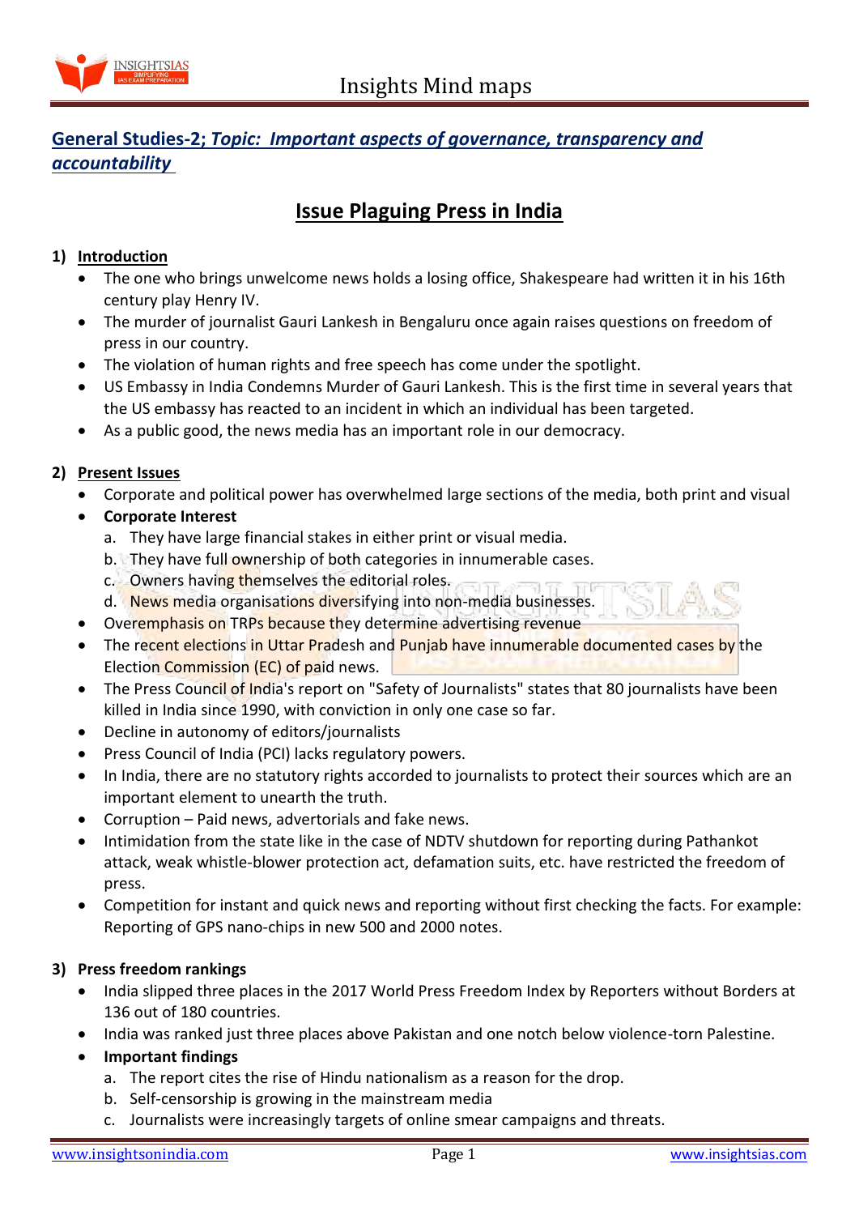## General Studies-2; *Topic: Important aspects of governance, transparency and accountability*

# Issue Plaguing Press in India

### 1) Introduction

- The one who brings unwelcome news holds a losing office, Shakespeare had written it in his 16th century play Henry IV.
- The murder of journalist Gauri Lankesh in Bengaluru once again raises questions on freedom of press in our country.
- The violation of human rights and free speech has come under the spotlight.
- US Embassy in India Condemns Murder of Gauri Lankesh. This is the first time in several years that the US embassy has reacted to an incident in which an individual has been targeted.
- As a public good, the news media has an important role in our democracy.

### 2) Present Issues

- Corporate and political power has overwhelmed large sections of the media, both print and visual
- **Corporate Interest**
  a. They have large financial stakes in either print or visual media.
  b. They have full ownership of both categories in innumerable cases.
  c. Owners having themselves the editorial roles.
  d. News media organisations diversifying into non-media businesses.
- Overemphasis on TRPs because they determine advertising revenue
- The recent elections in Uttar Pradesh and Punjab have innumerable documented cases by the Election Commission (EC) of paid news.
- The Press Council of India's report on "Safety of Journalists" states that 80 journalists have been killed in India since 1990, with conviction in only one case so far.
- Decline in autonomy of editors/journalists
- Press Council of India (PCI) lacks regulatory powers.
- In India, there are no statutory rights accorded to journalists to protect their sources which are an important element to unearth the truth.
- Corruption – Paid news, advertorials and fake news.
- Intimidation from the state like in the case of NDTV shutdown for reporting during Pathankot attack, weak whistle-blower protection act, defamation suits, etc. have restricted the freedom of press.
- Competition for instant and quick news and reporting without first checking the facts. For example: Reporting of GPS nano-chips in new 500 and 2000 notes.

### 3) Press freedom rankings

- India slipped three places in the 2017 World Press Freedom Index by Reporters without Borders at 136 out of 180 countries.
- India was ranked just three places above Pakistan and one notch below violence-torn Palestine.
- **Important findings**
  a. The report cites the rise of Hindu nationalism as a reason for the drop.
  b. Self-censorship is growing in the mainstream media
  c. Journalists were increasingly targets of online smear campaigns and threats.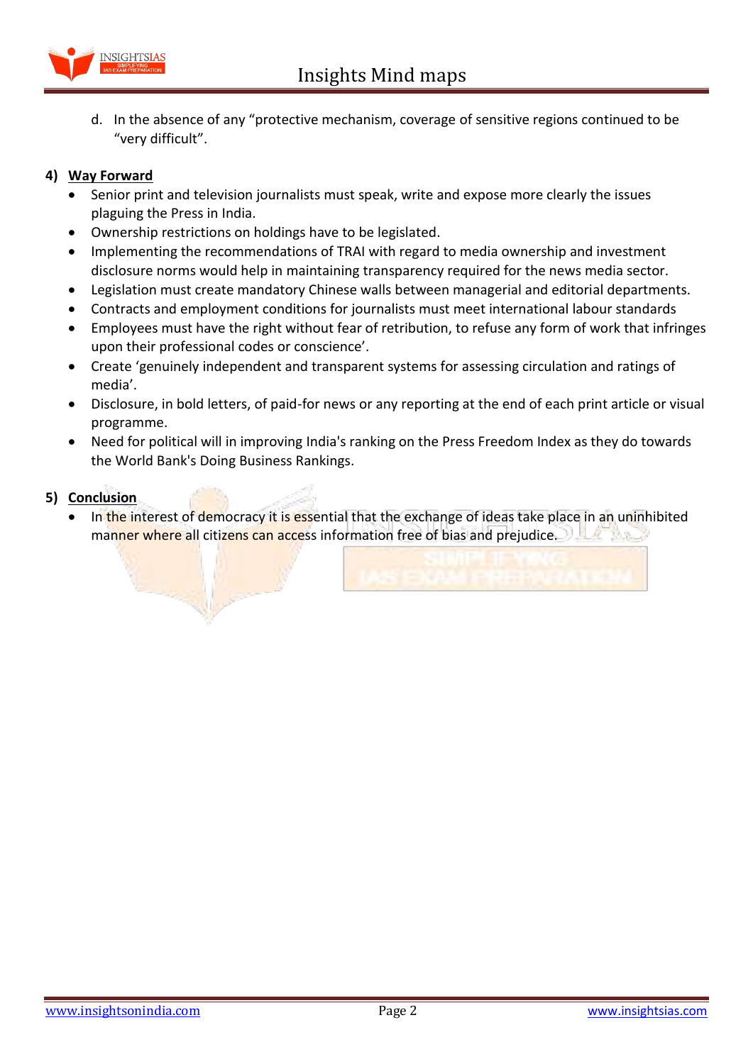d. In the absence of any "protective mechanism, coverage of sensitive regions continued to be "very difficult".

## 4) Way Forward

- Senior print and television journalists must speak, write and expose more clearly the issues plaguing the Press in India.
- Ownership restrictions on holdings have to be legislated.
- Implementing the recommendations of TRAI with regard to media ownership and investment disclosure norms would help in maintaining transparency required for the news media sector.
- Legislation must create mandatory Chinese walls between managerial and editorial departments.
- Contracts and employment conditions for journalists must meet international labour standards
- Employees must have the right without fear of retribution, to refuse any form of work that infringes upon their professional codes or conscience'.
- Create 'genuinely independent and transparent systems for assessing circulation and ratings of media'.
- Disclosure, in bold letters, of paid-for news or any reporting at the end of each print article or visual programme.
- Need for political will in improving India's ranking on the Press Freedom Index as they do towards the World Bank's Doing Business Rankings.

## 5) Conclusion

- In the interest of democracy it is essential that the exchange of ideas take place in an uninhibited manner where all citizens can access information free of bias and prejudice.